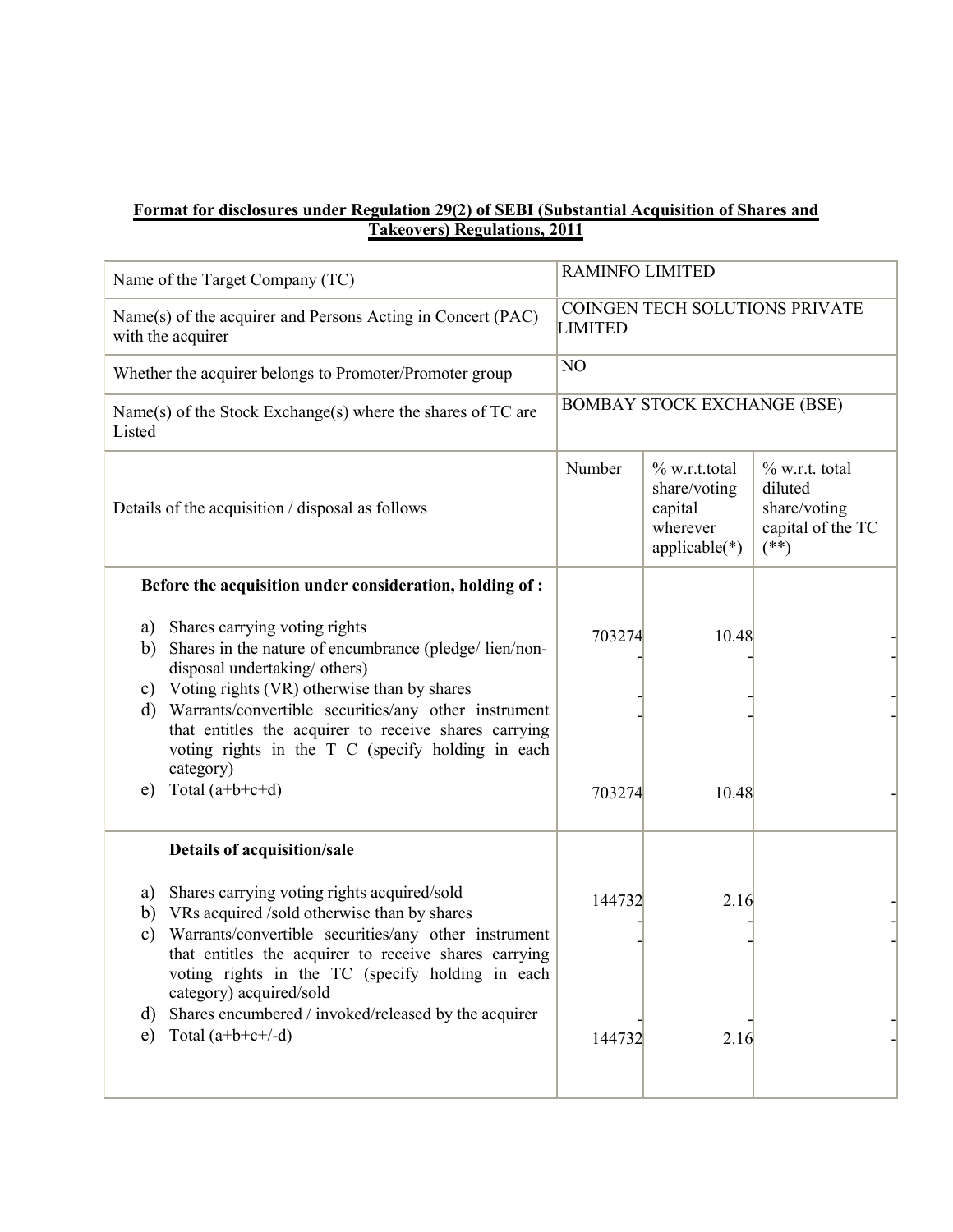**Format for disclosures under Regulation 29(2) of SEBI (Substantial Acquisition of Shares and Takeovers) Regulations, 2011**

| Name of the Target Company (TC) | RAMINFO LIMITED | | |
|---|---|---|---|
| Name(s) of the acquirer and Persons Acting in Concert (PAC) with the acquirer | COINGEN TECH SOLUTIONS PRIVATE LIMITED | | |
| Whether the acquirer belongs to Promoter/Promoter group | NO | | |
| Name(s) of the Stock Exchange(s) where the shares of TC are Listed | BOMBAY STOCK EXCHANGE (BSE) | | |
| Details of the acquisition / disposal as follows | Number | % w.r.t.total share/voting capital wherever applicable(*) | % w.r.t. total diluted share/voting capital of the TC (**) |
| **Before the acquisition under consideration, holding of :** | | | |
| a) Shares carrying voting rights | 703274 | 10.48 | - |
| b) Shares in the nature of encumbrance (pledge/ lien/non-disposal undertaking/ others) | - | - | - |
| c) Voting rights (VR) otherwise than by shares | - | - | - |
| d) Warrants/convertible securities/any other instrument that entitles the acquirer to receive shares carrying voting rights in the T C (specify holding in each category) | - | - | - |
| e) Total (a+b+c+d) | 703274 | 10.48 | - |
| **Details of acquisition/sale** | | | |
| a) Shares carrying voting rights acquired/sold | 144732 | 2.16 | - |
| b) VRs acquired /sold otherwise than by shares | - | - | - |
| c) Warrants/convertible securities/any other instrument that entitles the acquirer to receive shares carrying voting rights in the TC (specify holding in each category) acquired/sold | - | - | - |
| d) Shares encumbered / invoked/released by the acquirer | - | - | - |
| e) Total (a+b+c+/-d) | 144732 | 2.16 | - |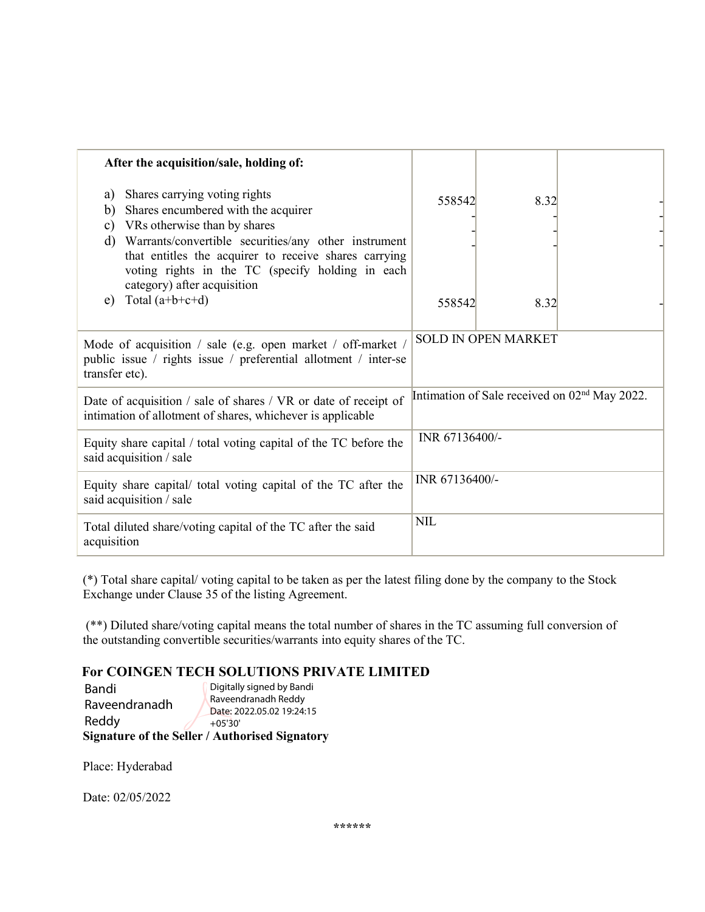| | | | |
|---|---|---|---|
| **After the acquisition/sale, holding of:**<br><br>a) Shares carrying voting rights<br>b) Shares encumbered with the acquirer<br>c) VRs otherwise than by shares<br>d) Warrants/convertible securities/any other instrument that entitles the acquirer to receive shares carrying voting rights in the TC (specify holding in each category) after acquisition<br>e) Total (a+b+c+d) | 558542<br>-<br>-<br>-<br><br>558542 | 8.32<br>-<br>-<br>-<br><br>8.32 | -<br>-<br>-<br>-<br><br>- |
| Mode of acquisition / sale (e.g. open market / off-market / public issue / rights issue / preferential allotment / inter-se transfer etc). | SOLD IN OPEN MARKET | | |
| Date of acquisition / sale of shares / VR or date of receipt of intimation of allotment of shares, whichever is applicable | Intimation of Sale received on 02nd May 2022. | | |
| Equity share capital / total voting capital of the TC before the said acquisition / sale | INR 67136400/- | | |
| Equity share capital/ total voting capital of the TC after the said acquisition / sale | INR 67136400/- | | |
| Total diluted share/voting capital of the TC after the said acquisition | NIL | | |

(*) Total share capital/ voting capital to be taken as per the latest filing done by the company to the Stock Exchange under Clause 35 of the listing Agreement.

(**) Diluted share/voting capital means the total number of shares in the TC assuming full conversion of the outstanding convertible securities/warrants into equity shares of the TC.

**For COINGEN TECH SOLUTIONS PRIVATE LIMITED**

Bandi Raveendranadh Reddy

Digitally signed by Bandi Raveendranadh Reddy
Date: 2022.05.02 19:24:15 +05'30'

**Signature of the Seller / Authorised Signatory**

Place: Hyderabad

Date: 02/05/2022

******